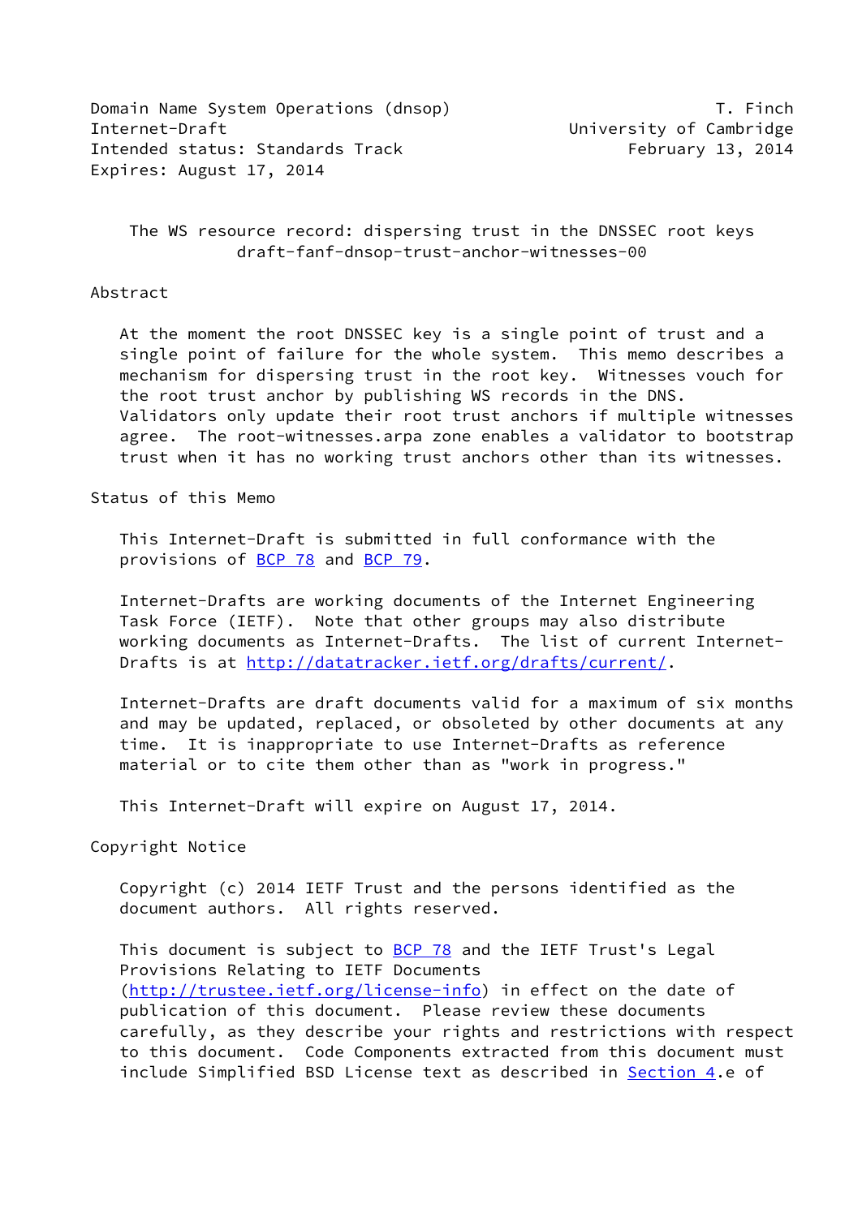Domain Name System Operations (dnsop) T. Finch
Internet-Draft University of Cambridge
Intended status: Standards Track February 13, 2014
Expires: August 17, 2014

# The WS resource record: dispersing trust in the DNSSEC root keys
draft-fanf-dnsop-trust-anchor-witnesses-00

## Abstract

At the moment the root DNSSEC key is a single point of trust and a single point of failure for the whole system. This memo describes a mechanism for dispersing trust in the root key. Witnesses vouch for the root trust anchor by publishing WS records in the DNS. Validators only update their root trust anchors if multiple witnesses agree. The root-witnesses.arpa zone enables a validator to bootstrap trust when it has no working trust anchors other than its witnesses.

## Status of this Memo

This Internet-Draft is submitted in full conformance with the provisions of BCP 78 and BCP 79.

Internet-Drafts are working documents of the Internet Engineering Task Force (IETF). Note that other groups may also distribute working documents as Internet-Drafts. The list of current Internet-Drafts is at http://datatracker.ietf.org/drafts/current/.

Internet-Drafts are draft documents valid for a maximum of six months and may be updated, replaced, or obsoleted by other documents at any time. It is inappropriate to use Internet-Drafts as reference material or to cite them other than as "work in progress."

This Internet-Draft will expire on August 17, 2014.

## Copyright Notice

Copyright (c) 2014 IETF Trust and the persons identified as the document authors. All rights reserved.

This document is subject to BCP 78 and the IETF Trust's Legal Provisions Relating to IETF Documents (http://trustee.ietf.org/license-info) in effect on the date of publication of this document. Please review these documents carefully, as they describe your rights and restrictions with respect to this document. Code Components extracted from this document must include Simplified BSD License text as described in Section 4.e of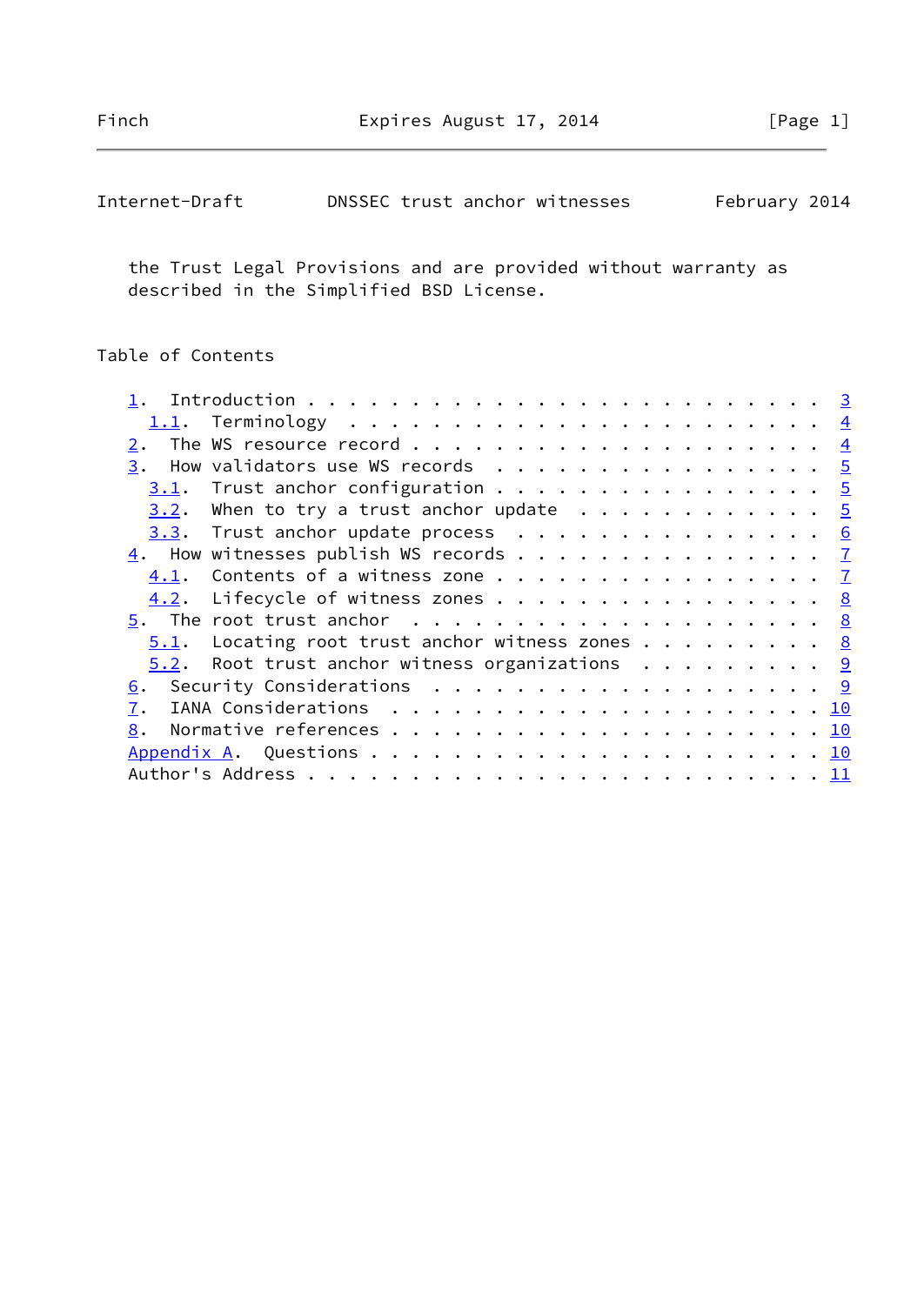the Trust Legal Provisions and are provided without warranty as described in the Simplified BSD License.

Table of Contents

```
   1.  Introduction . . . . . . . . . . . . . . . . . . . . . . . .   3
     1.1.  Terminology  . . . . . . . . . . . . . . . . . . . . . .   4
   2.  The WS resource record . . . . . . . . . . . . . . . . . . .   4
   3.  How validators use WS records  . . . . . . . . . . . . . . .   5
     3.1.  Trust anchor configuration . . . . . . . . . . . . . . .   5
     3.2.  When to try a trust anchor update  . . . . . . . . . . .   5
     3.3.  Trust anchor update process  . . . . . . . . . . . . . .   6
   4.  How witnesses publish WS records . . . . . . . . . . . . . .   7
     4.1.  Contents of a witness zone . . . . . . . . . . . . . . .   7
     4.2.  Lifecycle of witness zones . . . . . . . . . . . . . . .   8
   5.  The root trust anchor  . . . . . . . . . . . . . . . . . . .   8
     5.1.  Locating root trust anchor witness zones . . . . . . . .   8
     5.2.  Root trust anchor witness organizations  . . . . . . . .   9
   6.  Security Considerations  . . . . . . . . . . . . . . . . . .   9
   7.  IANA Considerations  . . . . . . . . . . . . . . . . . . . .  10
   8.  Normative references . . . . . . . . . . . . . . . . . . . .  10
   Appendix A.  Questions . . . . . . . . . . . . . . . . . . . . .  10
   Author's Address . . . . . . . . . . . . . . . . . . . . . . . .  11
```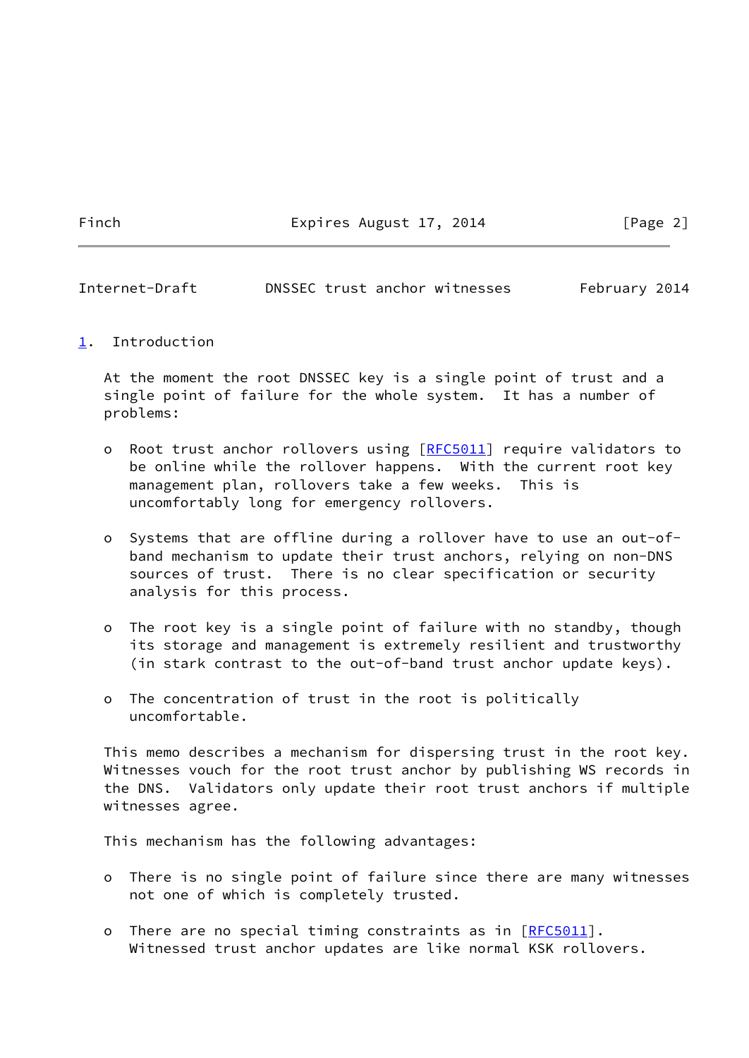## 1. Introduction

At the moment the root DNSSEC key is a single point of trust and a single point of failure for the whole system. It has a number of problems:

- Root trust anchor rollovers using [RFC5011] require validators to be online while the rollover happens. With the current root key management plan, rollovers take a few weeks. This is uncomfortably long for emergency rollovers.

- Systems that are offline during a rollover have to use an out-of-band mechanism to update their trust anchors, relying on non-DNS sources of trust. There is no clear specification or security analysis for this process.

- The root key is a single point of failure with no standby, though its storage and management is extremely resilient and trustworthy (in stark contrast to the out-of-band trust anchor update keys).

- The concentration of trust in the root is politically uncomfortable.

This memo describes a mechanism for dispersing trust in the root key. Witnesses vouch for the root trust anchor by publishing WS records in the DNS. Validators only update their root trust anchors if multiple witnesses agree.

This mechanism has the following advantages:

- There is no single point of failure since there are many witnesses not one of which is completely trusted.

- There are no special timing constraints as in [RFC5011]. Witnessed trust anchor updates are like normal KSK rollovers.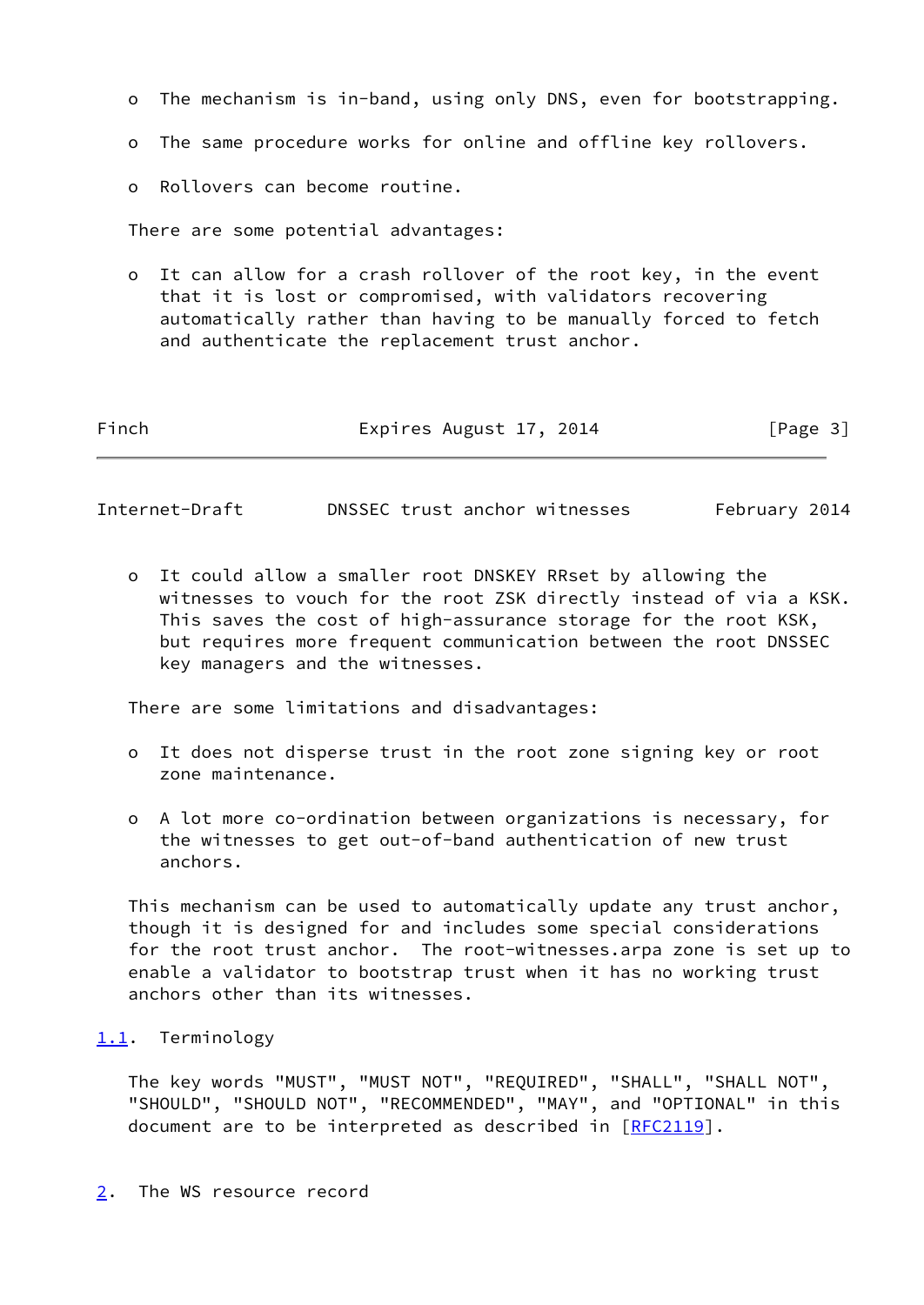- The mechanism is in-band, using only DNS, even for bootstrapping.

- The same procedure works for online and offline key rollovers.

- Rollovers can become routine.

There are some potential advantages:

- It can allow for a crash rollover of the root key, in the event that it is lost or compromised, with validators recovering automatically rather than having to be manually forced to fetch and authenticate the replacement trust anchor.

- It could allow a smaller root DNSKEY RRset by allowing the witnesses to vouch for the root ZSK directly instead of via a KSK. This saves the cost of high-assurance storage for the root KSK, but requires more frequent communication between the root DNSSEC key managers and the witnesses.

There are some limitations and disadvantages:

- It does not disperse trust in the root zone signing key or root zone maintenance.

- A lot more co-ordination between organizations is necessary, for the witnesses to get out-of-band authentication of new trust anchors.

This mechanism can be used to automatically update any trust anchor, though it is designed for and includes some special considerations for the root trust anchor. The root-witnesses.arpa zone is set up to enable a validator to bootstrap trust when it has no working trust anchors other than its witnesses.

### 1.1. Terminology

The key words "MUST", "MUST NOT", "REQUIRED", "SHALL", "SHALL NOT", "SHOULD", "SHOULD NOT", "RECOMMENDED", "MAY", and "OPTIONAL" in this document are to be interpreted as described in [RFC2119].

## 2. The WS resource record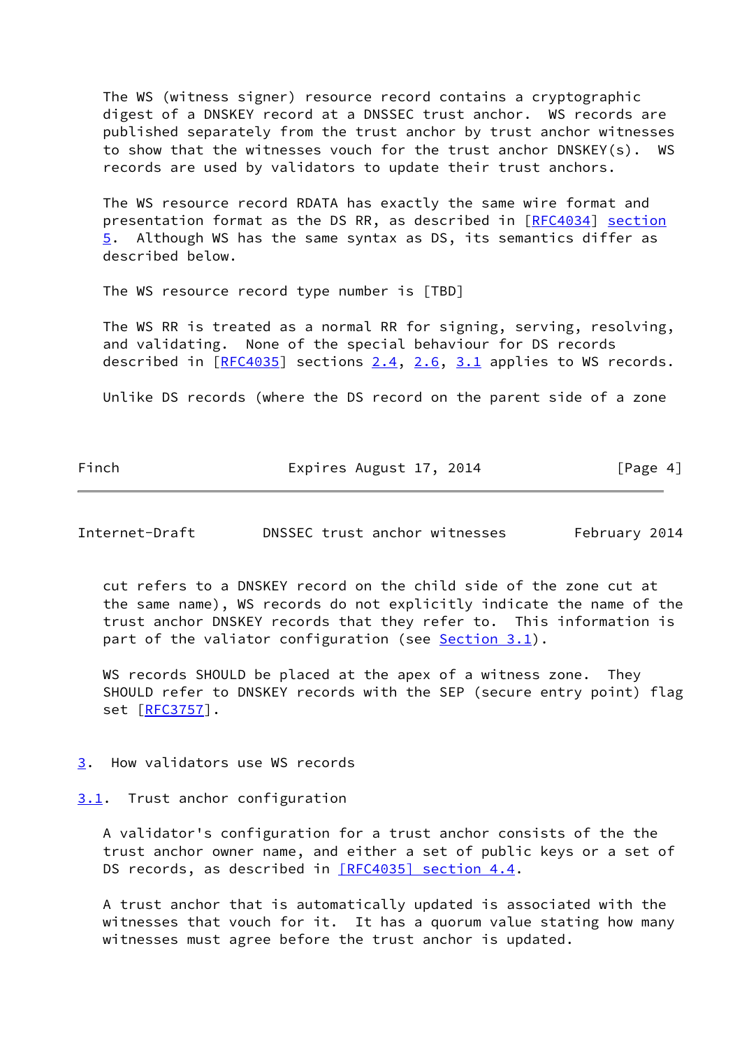The WS (witness signer) resource record contains a cryptographic digest of a DNSKEY record at a DNSSEC trust anchor. WS records are published separately from the trust anchor by trust anchor witnesses to show that the witnesses vouch for the trust anchor DNSKEY(s). WS records are used by validators to update their trust anchors.

The WS resource record RDATA has exactly the same wire format and presentation format as the DS RR, as described in [RFC4034] section 5. Although WS has the same syntax as DS, its semantics differ as described below.

The WS resource record type number is [TBD]

The WS RR is treated as a normal RR for signing, serving, resolving, and validating. None of the special behaviour for DS records described in [RFC4035] sections 2.4, 2.6, 3.1 applies to WS records.

Unlike DS records (where the DS record on the parent side of a zone cut refers to a DNSKEY record on the child side of the zone cut at the same name), WS records do not explicitly indicate the name of the trust anchor DNSKEY records that they refer to. This information is part of the valiator configuration (see Section 3.1).

WS records SHOULD be placed at the apex of a witness zone. They SHOULD refer to DNSKEY records with the SEP (secure entry point) flag set [RFC3757].

## 3. How validators use WS records

### 3.1. Trust anchor configuration

A validator's configuration for a trust anchor consists of the the trust anchor owner name, and either a set of public keys or a set of DS records, as described in [RFC4035] section 4.4.

A trust anchor that is automatically updated is associated with the witnesses that vouch for it. It has a quorum value stating how many witnesses must agree before the trust anchor is updated.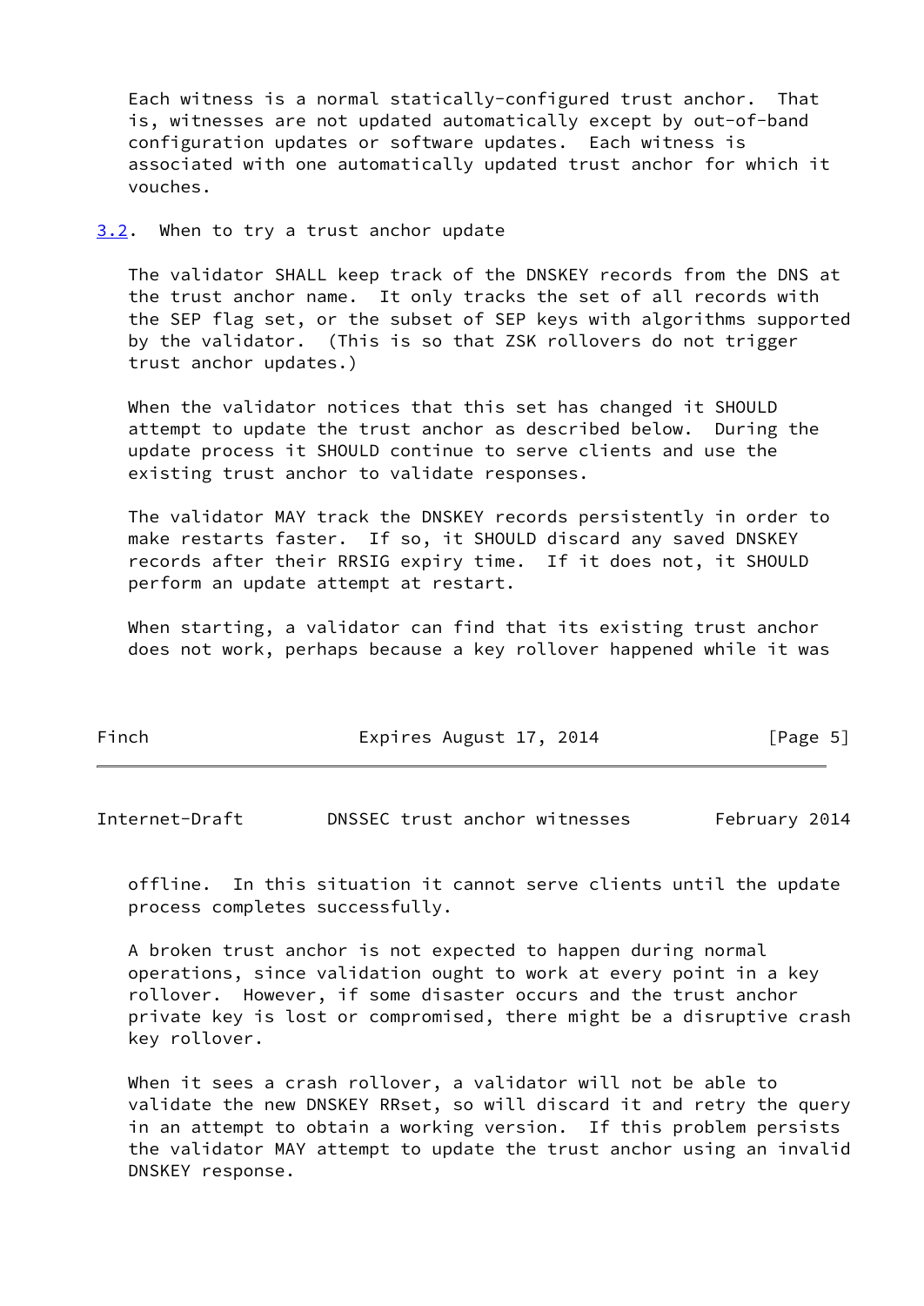Each witness is a normal statically-configured trust anchor. That is, witnesses are not updated automatically except by out-of-band configuration updates or software updates. Each witness is associated with one automatically updated trust anchor for which it vouches.

## 3.2. When to try a trust anchor update

The validator SHALL keep track of the DNSKEY records from the DNS at the trust anchor name. It only tracks the set of all records with the SEP flag set, or the subset of SEP keys with algorithms supported by the validator. (This is so that ZSK rollovers do not trigger trust anchor updates.)

When the validator notices that this set has changed it SHOULD attempt to update the trust anchor as described below. During the update process it SHOULD continue to serve clients and use the existing trust anchor to validate responses.

The validator MAY track the DNSKEY records persistently in order to make restarts faster. If so, it SHOULD discard any saved DNSKEY records after their RRSIG expiry time. If it does not, it SHOULD perform an update attempt at restart.

When starting, a validator can find that its existing trust anchor does not work, perhaps because a key rollover happened while it was offline. In this situation it cannot serve clients until the update process completes successfully.

A broken trust anchor is not expected to happen during normal operations, since validation ought to work at every point in a key rollover. However, if some disaster occurs and the trust anchor private key is lost or compromised, there might be a disruptive crash key rollover.

When it sees a crash rollover, a validator will not be able to validate the new DNSKEY RRset, so will discard it and retry the query in an attempt to obtain a working version. If this problem persists the validator MAY attempt to update the trust anchor using an invalid DNSKEY response.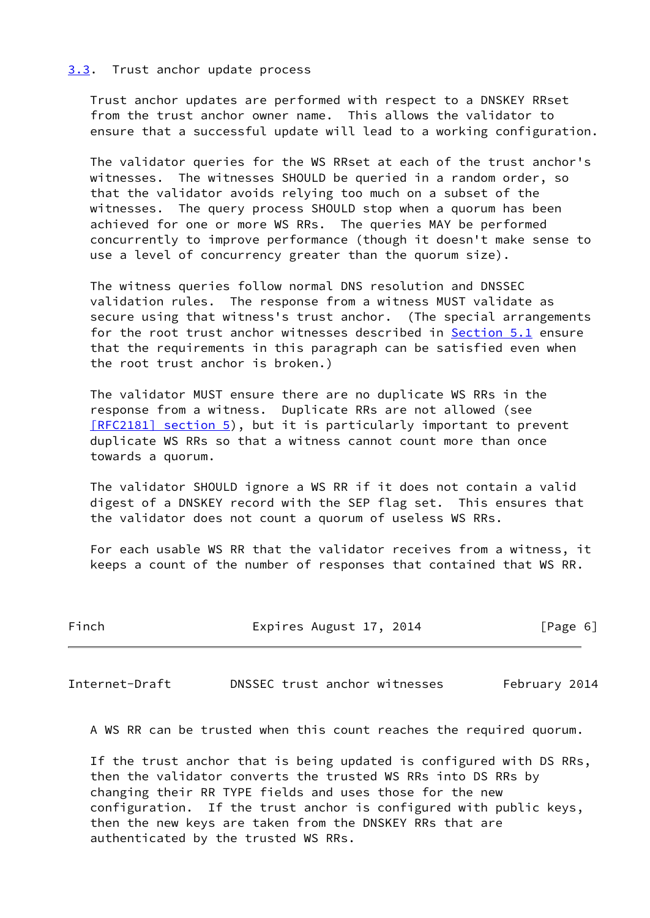### 3.3. Trust anchor update process

Trust anchor updates are performed with respect to a DNSKEY RRset from the trust anchor owner name. This allows the validator to ensure that a successful update will lead to a working configuration.

The validator queries for the WS RRset at each of the trust anchor's witnesses. The witnesses SHOULD be queried in a random order, so that the validator avoids relying too much on a subset of the witnesses. The query process SHOULD stop when a quorum has been achieved for one or more WS RRs. The queries MAY be performed concurrently to improve performance (though it doesn't make sense to use a level of concurrency greater than the quorum size).

The witness queries follow normal DNS resolution and DNSSEC validation rules. The response from a witness MUST validate as secure using that witness's trust anchor. (The special arrangements for the root trust anchor witnesses described in Section 5.1 ensure that the requirements in this paragraph can be satisfied even when the root trust anchor is broken.)

The validator MUST ensure there are no duplicate WS RRs in the response from a witness. Duplicate RRs are not allowed (see [RFC2181] section 5), but it is particularly important to prevent duplicate WS RRs so that a witness cannot count more than once towards a quorum.

The validator SHOULD ignore a WS RR if it does not contain a valid digest of a DNSKEY record with the SEP flag set. This ensures that the validator does not count a quorum of useless WS RRs.

For each usable WS RR that the validator receives from a witness, it keeps a count of the number of responses that contained that WS RR. A WS RR can be trusted when this count reaches the required quorum.

If the trust anchor that is being updated is configured with DS RRs, then the validator converts the trusted WS RRs into DS RRs by changing their RR TYPE fields and uses those for the new configuration. If the trust anchor is configured with public keys, then the new keys are taken from the DNSKEY RRs that are authenticated by the trusted WS RRs.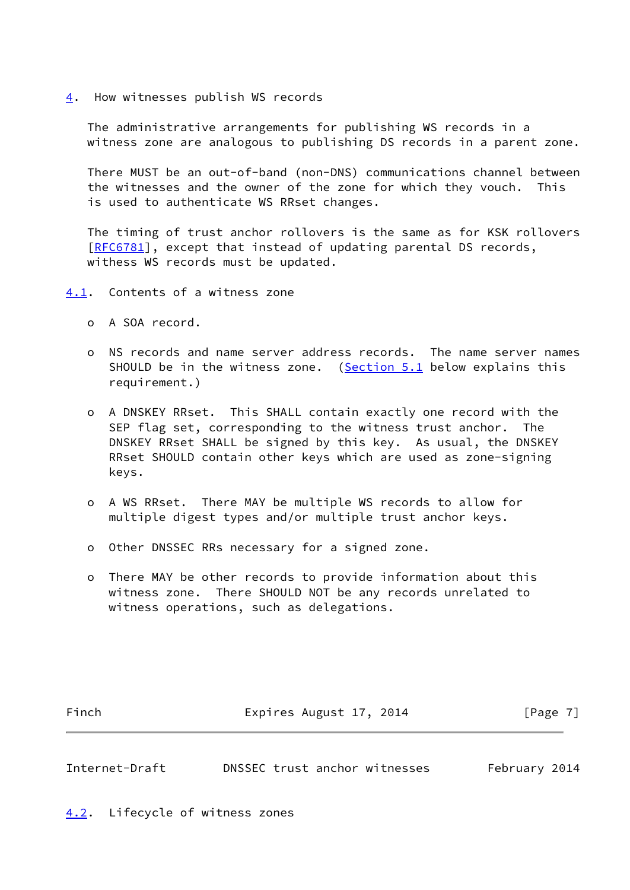## 4. How witnesses publish WS records

The administrative arrangements for publishing WS records in a witness zone are analogous to publishing DS records in a parent zone.

There MUST be an out-of-band (non-DNS) communications channel between the witnesses and the owner of the zone for which they vouch. This is used to authenticate WS RRset changes.

The timing of trust anchor rollovers is the same as for KSK rollovers [RFC6781], except that instead of updating parental DS records, witness WS records must be updated.

### 4.1. Contents of a witness zone

- A SOA record.

- NS records and name server address records. The name server names SHOULD be in the witness zone. (Section 5.1 below explains this requirement.)

- A DNSKEY RRset. This SHALL contain exactly one record with the SEP flag set, corresponding to the witness trust anchor. The DNSKEY RRset SHALL be signed by this key. As usual, the DNSKEY RRset SHOULD contain other keys which are used as zone-signing keys.

- A WS RRset. There MAY be multiple WS records to allow for multiple digest types and/or multiple trust anchor keys.

- Other DNSSEC RRs necessary for a signed zone.

- There MAY be other records to provide information about this witness zone. There SHOULD NOT be any records unrelated to witness operations, such as delegations.

### 4.2. Lifecycle of witness zones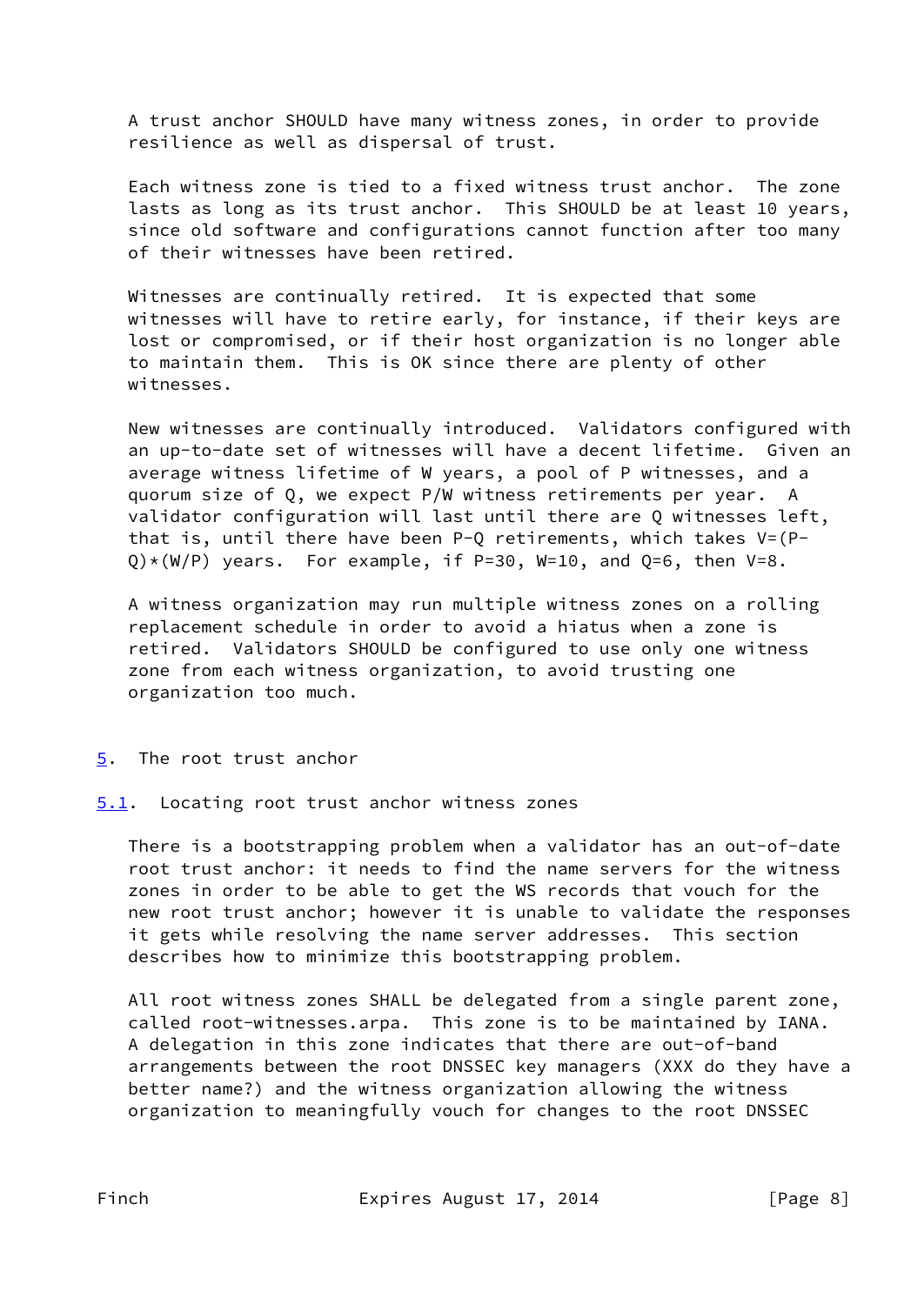A trust anchor SHOULD have many witness zones, in order to provide resilience as well as dispersal of trust.

Each witness zone is tied to a fixed witness trust anchor. The zone lasts as long as its trust anchor. This SHOULD be at least 10 years, since old software and configurations cannot function after too many of their witnesses have been retired.

Witnesses are continually retired. It is expected that some witnesses will have to retire early, for instance, if their keys are lost or compromised, or if their host organization is no longer able to maintain them. This is OK since there are plenty of other witnesses.

New witnesses are continually introduced. Validators configured with an up-to-date set of witnesses will have a decent lifetime. Given an average witness lifetime of W years, a pool of P witnesses, and a quorum size of Q, we expect P/W witness retirements per year. A validator configuration will last until there are Q witnesses left, that is, until there have been P-Q retirements, which takes $V=(P-Q)*(W/P)$ years. For example, if $P=30$, $W=10$, and $Q=6$, then $V=8$.

A witness organization may run multiple witness zones on a rolling replacement schedule in order to avoid a hiatus when a zone is retired. Validators SHOULD be configured to use only one witness zone from each witness organization, to avoid trusting one organization too much.

## 5. The root trust anchor

### 5.1. Locating root trust anchor witness zones

There is a bootstrapping problem when a validator has an out-of-date root trust anchor: it needs to find the name servers for the witness zones in order to be able to get the WS records that vouch for the new root trust anchor; however it is unable to validate the responses it gets while resolving the name server addresses. This section describes how to minimize this bootstrapping problem.

All root witness zones SHALL be delegated from a single parent zone, called root-witnesses.arpa. This zone is to be maintained by IANA. A delegation in this zone indicates that there are out-of-band arrangements between the root DNSSEC key managers (XXX do they have a better name?) and the witness organization allowing the witness organization to meaningfully vouch for changes to the root DNSSEC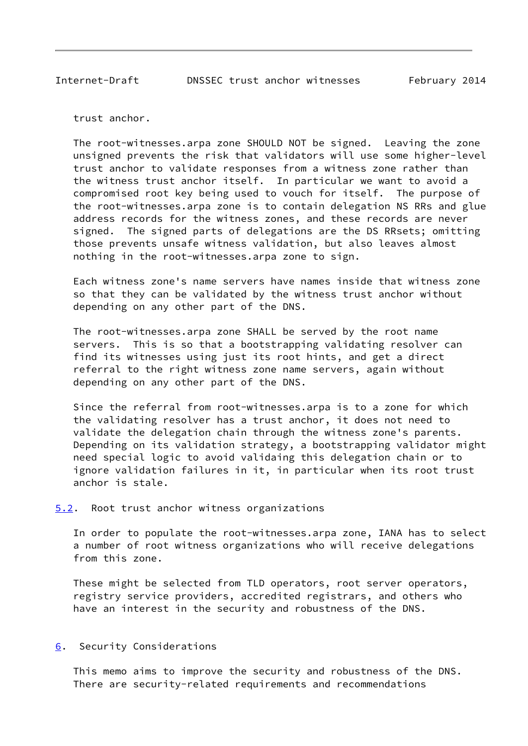trust anchor.

The root-witnesses.arpa zone SHOULD NOT be signed. Leaving the zone unsigned prevents the risk that validators will use some higher-level trust anchor to validate responses from a witness zone rather than the witness trust anchor itself. In particular we want to avoid a compromised root key being used to vouch for itself. The purpose of the root-witnesses.arpa zone is to contain delegation NS RRs and glue address records for the witness zones, and these records are never signed. The signed parts of delegations are the DS RRsets; omitting those prevents unsafe witness validation, but also leaves almost nothing in the root-witnesses.arpa zone to sign.

Each witness zone's name servers have names inside that witness zone so that they can be validated by the witness trust anchor without depending on any other part of the DNS.

The root-witnesses.arpa zone SHALL be served by the root name servers. This is so that a bootstrapping validating resolver can find its witnesses using just its root hints, and get a direct referral to the right witness zone name servers, again without depending on any other part of the DNS.

Since the referral from root-witnesses.arpa is to a zone for which the validating resolver has a trust anchor, it does not need to validate the delegation chain through the witness zone's parents. Depending on its validation strategy, a bootstrapping validator might need special logic to avoid validaing this delegation chain or to ignore validation failures in it, in particular when its root trust anchor is stale.

### 5.2. Root trust anchor witness organizations

In order to populate the root-witnesses.arpa zone, IANA has to select a number of root witness organizations who will receive delegations from this zone.

These might be selected from TLD operators, root server operators, registry service providers, accredited registrars, and others who have an interest in the security and robustness of the DNS.

## 6. Security Considerations

This memo aims to improve the security and robustness of the DNS. There are security-related requirements and recommendations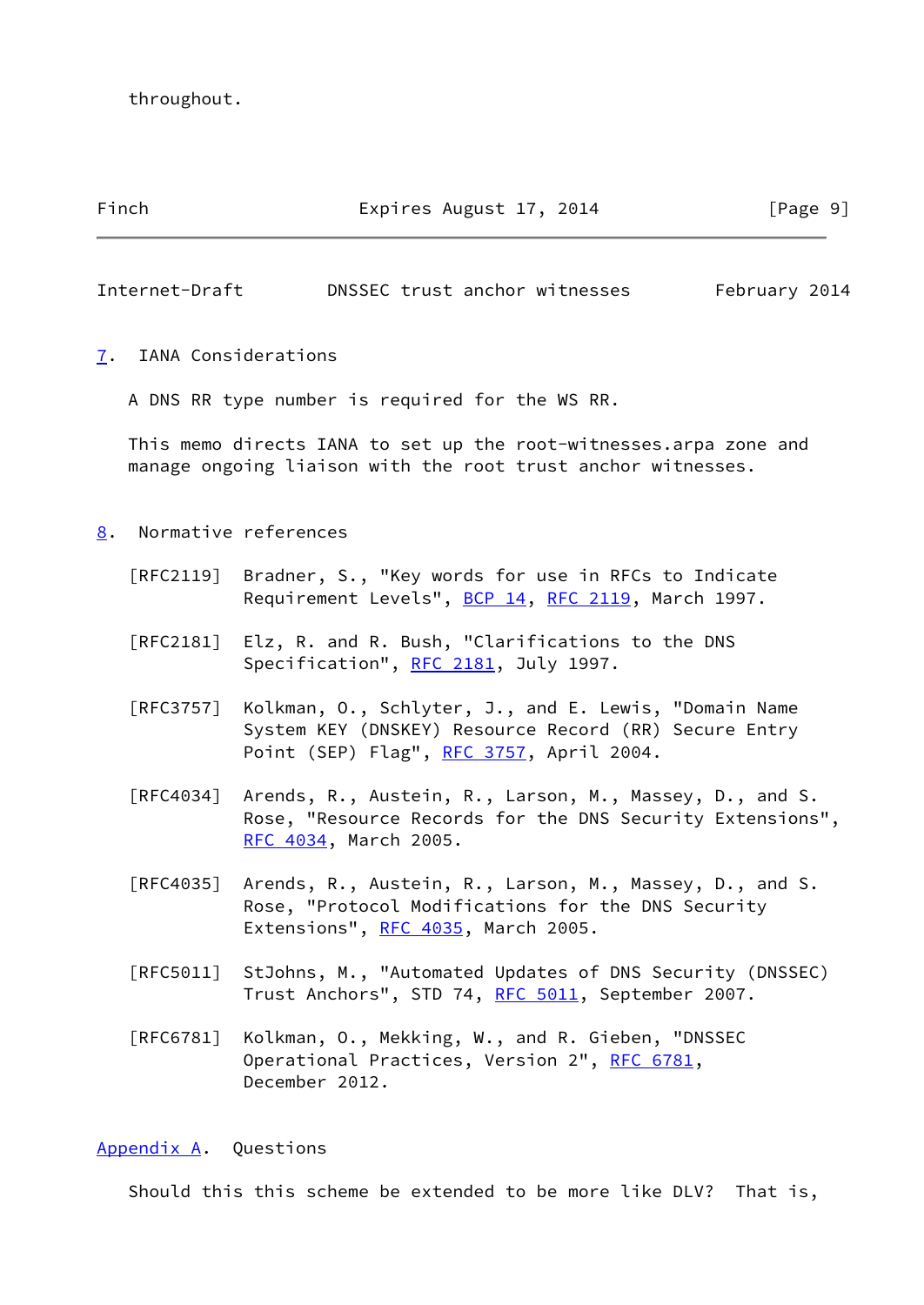throughout.

## 7. IANA Considerations

A DNS RR type number is required for the WS RR.

This memo directs IANA to set up the root-witnesses.arpa zone and manage ongoing liaison with the root trust anchor witnesses.

## 8. Normative references

[RFC2119] Bradner, S., "Key words for use in RFCs to Indicate Requirement Levels", BCP 14, RFC 2119, March 1997.

[RFC2181] Elz, R. and R. Bush, "Clarifications to the DNS Specification", RFC 2181, July 1997.

[RFC3757] Kolkman, O., Schlyter, J., and E. Lewis, "Domain Name System KEY (DNSKEY) Resource Record (RR) Secure Entry Point (SEP) Flag", RFC 3757, April 2004.

[RFC4034] Arends, R., Austein, R., Larson, M., Massey, D., and S. Rose, "Resource Records for the DNS Security Extensions", RFC 4034, March 2005.

[RFC4035] Arends, R., Austein, R., Larson, M., Massey, D., and S. Rose, "Protocol Modifications for the DNS Security Extensions", RFC 4035, March 2005.

[RFC5011] StJohns, M., "Automated Updates of DNS Security (DNSSEC) Trust Anchors", STD 74, RFC 5011, September 2007.

[RFC6781] Kolkman, O., Mekking, W., and R. Gieben, "DNSSEC Operational Practices, Version 2", RFC 6781, December 2012.

## Appendix A. Questions

Should this this scheme be extended to be more like DLV? That is,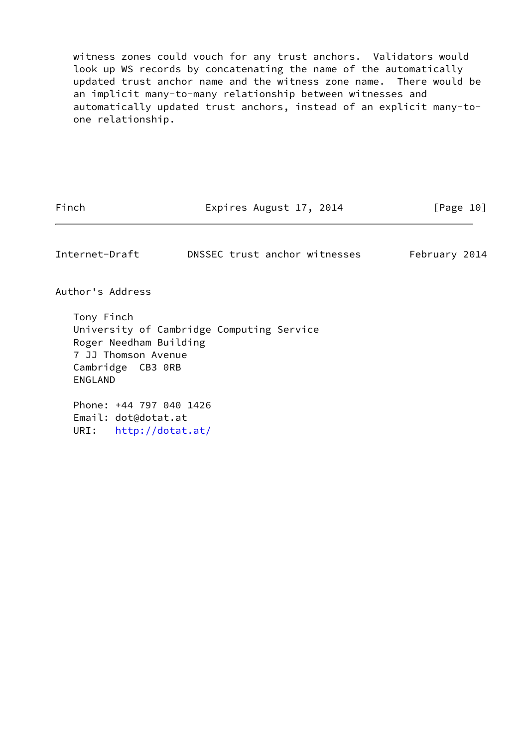witness zones could vouch for any trust anchors. Validators would look up WS records by concatenating the name of the automatically updated trust anchor name and the witness zone name. There would be an implicit many-to-many relationship between witnesses and automatically updated trust anchors, instead of an explicit many-to-one relationship.

## Author's Address

Tony Finch
University of Cambridge Computing Service
Roger Needham Building
7 JJ Thomson Avenue
Cambridge CB3 0RB
ENGLAND

Phone: +44 797 040 1426
Email: dot@dotat.at
URI: http://dotat.at/